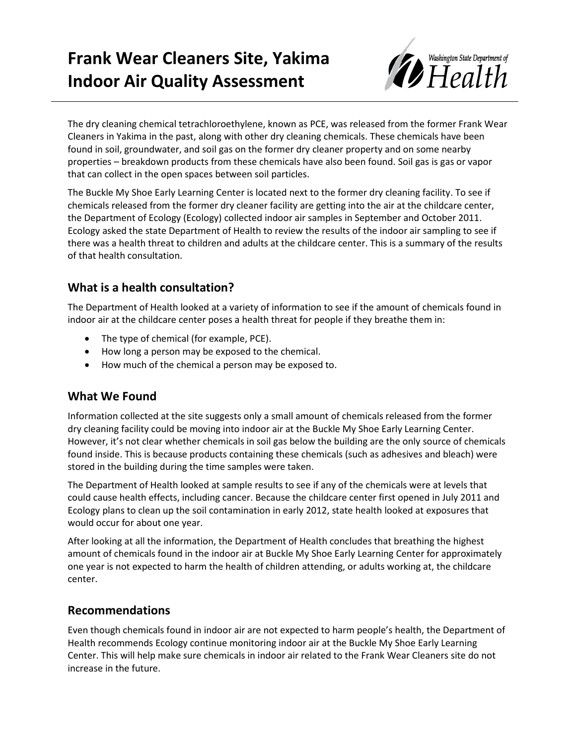# Frank Wear Cleaners Site, Yakima Indoor Air Quality Assessment

Washington State Department of Health

The dry cleaning chemical tetrachloroethylene, known as PCE, was released from the former Frank Wear Cleaners in Yakima in the past, along with other dry cleaning chemicals. These chemicals have been found in soil, groundwater, and soil gas on the former dry cleaner property and on some nearby properties – breakdown products from these chemicals have also been found. Soil gas is gas or vapor that can collect in the open spaces between soil particles.

The Buckle My Shoe Early Learning Center is located next to the former dry cleaning facility. To see if chemicals released from the former dry cleaner facility are getting into the air at the childcare center, the Department of Ecology (Ecology) collected indoor air samples in September and October 2011. Ecology asked the state Department of Health to review the results of the indoor air sampling to see if there was a health threat to children and adults at the childcare center. This is a summary of the results of that health consultation.

## What is a health consultation?

The Department of Health looked at a variety of information to see if the amount of chemicals found in indoor air at the childcare center poses a health threat for people if they breathe them in:

- The type of chemical (for example, PCE).
- How long a person may be exposed to the chemical.
- How much of the chemical a person may be exposed to.

## What We Found

Information collected at the site suggests only a small amount of chemicals released from the former dry cleaning facility could be moving into indoor air at the Buckle My Shoe Early Learning Center. However, it's not clear whether chemicals in soil gas below the building are the only source of chemicals found inside. This is because products containing these chemicals (such as adhesives and bleach) were stored in the building during the time samples were taken.

The Department of Health looked at sample results to see if any of the chemicals were at levels that could cause health effects, including cancer. Because the childcare center first opened in July 2011 and Ecology plans to clean up the soil contamination in early 2012, state health looked at exposures that would occur for about one year.

After looking at all the information, the Department of Health concludes that breathing the highest amount of chemicals found in the indoor air at Buckle My Shoe Early Learning Center for approximately one year is not expected to harm the health of children attending, or adults working at, the childcare center.

## Recommendations

Even though chemicals found in indoor air are not expected to harm people's health, the Department of Health recommends Ecology continue monitoring indoor air at the Buckle My Shoe Early Learning Center. This will help make sure chemicals in indoor air related to the Frank Wear Cleaners site do not increase in the future.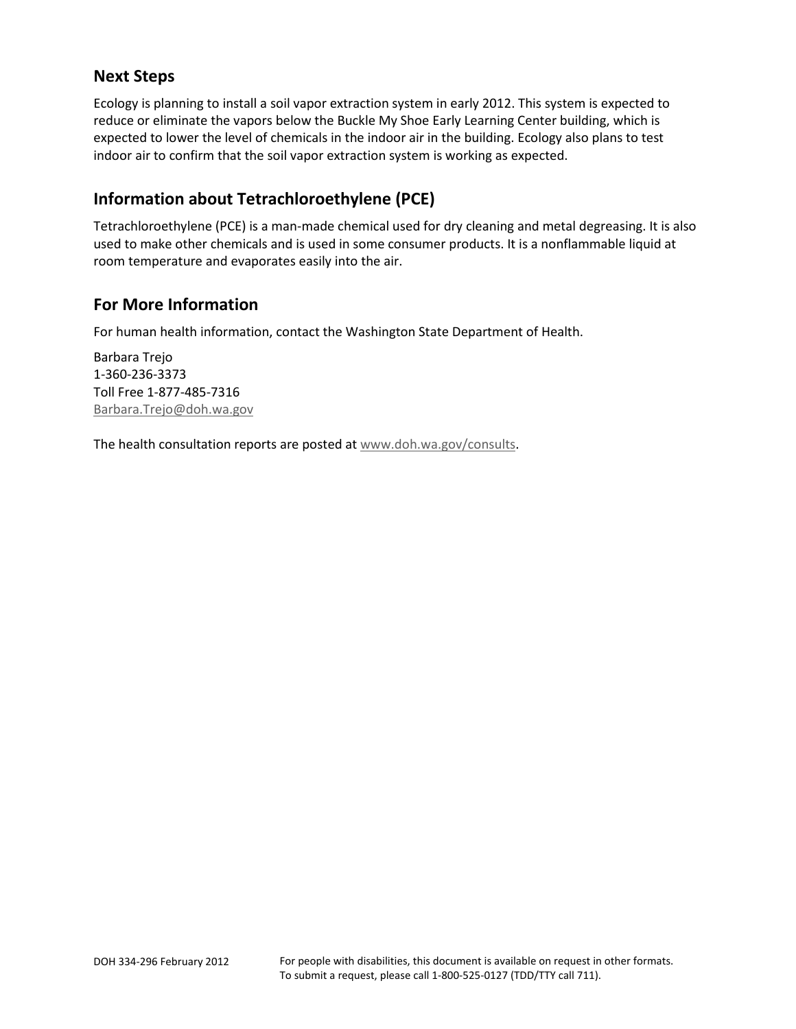## Next Steps

Ecology is planning to install a soil vapor extraction system in early 2012. This system is expected to reduce or eliminate the vapors below the Buckle My Shoe Early Learning Center building, which is expected to lower the level of chemicals in the indoor air in the building. Ecology also plans to test indoor air to confirm that the soil vapor extraction system is working as expected.

## Information about Tetrachloroethylene (PCE)

Tetrachloroethylene (PCE) is a man-made chemical used for dry cleaning and metal degreasing. It is also used to make other chemicals and is used in some consumer products. It is a nonflammable liquid at room temperature and evaporates easily into the air.

## For More Information

For human health information, contact the Washington State Department of Health.

Barbara Trejo
1-360-236-3373
Toll Free 1-877-485-7316
Barbara.Trejo@doh.wa.gov

The health consultation reports are posted at www.doh.wa.gov/consults.

DOH 334-296 February 2012

For people with disabilities, this document is available on request in other formats. To submit a request, please call 1-800-525-0127 (TDD/TTY call 711).